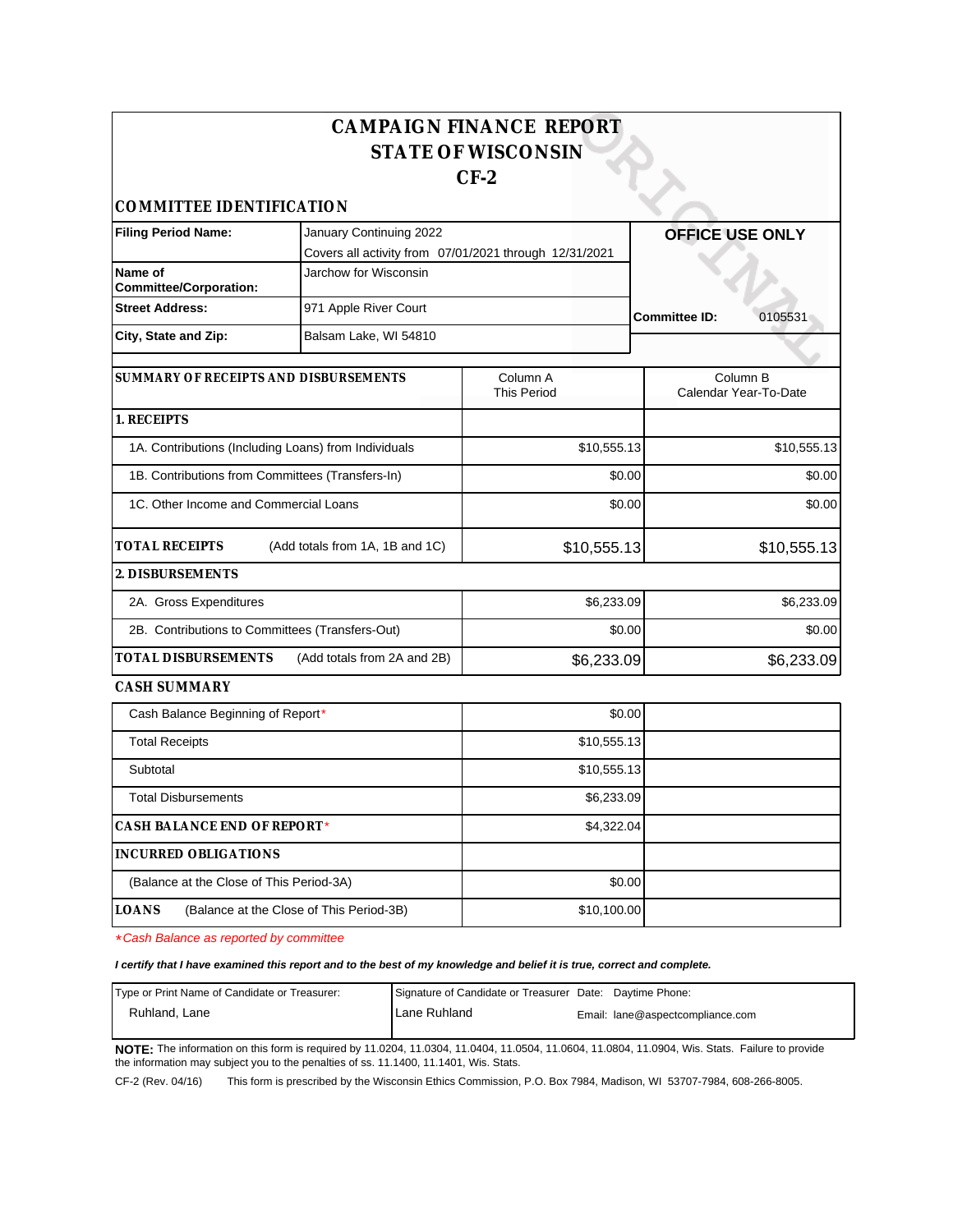# CAMPAIGN FINANCE REPORT
# STATE OF WISCONSIN
# CF-2

## COMMITTEE IDENTIFICATION

| | | |
|---|---|---|
| **Filing Period Name:** | January Continuing 2022<br>Covers all activity from 07/01/2021 through 12/31/2021 | **OFFICE USE ONLY** |
| **Name of Committee/Corporation:** | Jarchow for Wisconsin | |
| **Street Address:** | 971 Apple River Court | **Committee ID:** 0105531 |
| **City, State and Zip:** | Balsam Lake, WI 54810 | |

| **SUMMARY OF RECEIPTS AND DISBURSEMENTS** | Column A<br>This Period | Column B<br>Calendar Year-To-Date |
|---|---|---|
| **1. RECEIPTS** | | |
| 1A. Contributions (Including Loans) from Individuals | $10,555.13 | $10,555.13 |
| 1B. Contributions from Committees (Transfers-In) | $0.00 | $0.00 |
| 1C. Other Income and Commercial Loans | $0.00 | $0.00 |
| **TOTAL RECEIPTS** (Add totals from 1A, 1B and 1C) | $10,555.13 | $10,555.13 |
| **2. DISBURSEMENTS** | | |
| 2A. Gross Expenditures | $6,233.09 | $6,233.09 |
| 2B. Contributions to Committees (Transfers-Out) | $0.00 | $0.00 |
| **TOTAL DISBURSEMENTS** (Add totals from 2A and 2B) | $6,233.09 | $6,233.09 |

## CASH SUMMARY

| | |
|---|---|
| Cash Balance Beginning of Report* | $0.00 |
| Total Receipts | $10,555.13 |
| Subtotal | $10,555.13 |
| Total Disbursements | $6,233.09 |
| **CASH BALANCE END OF REPORT*** | $4,322.04 |
| **INCURRED OBLIGATIONS** | |
| (Balance at the Close of This Period-3A) | $0.00 |
| **LOANS** (Balance at the Close of This Period-3B) | $10,100.00 |

**Cash Balance as reported by committee*

***I certify that I have examined this report and to the best of my knowledge and belief it is true, correct and complete.***

| Type or Print Name of Candidate or Treasurer: | Signature of Candidate or Treasurer | Date: | Daytime Phone: |
|---|---|---|---|
| Ruhland, Lane | Lane Ruhland | | Email: lane@aspectcompliance.com |

**NOTE:** The information on this form is required by 11.0204, 11.0304, 11.0404, 11.0504, 11.0604, 11.0804, 11.0904, Wis. Stats. Failure to provide the information may subject you to the penalties of ss. 11.1400, 11.1401, Wis. Stats.

CF-2 (Rev. 04/16) This form is prescribed by the Wisconsin Ethics Commission, P.O. Box 7984, Madison, WI 53707-7984, 608-266-8005.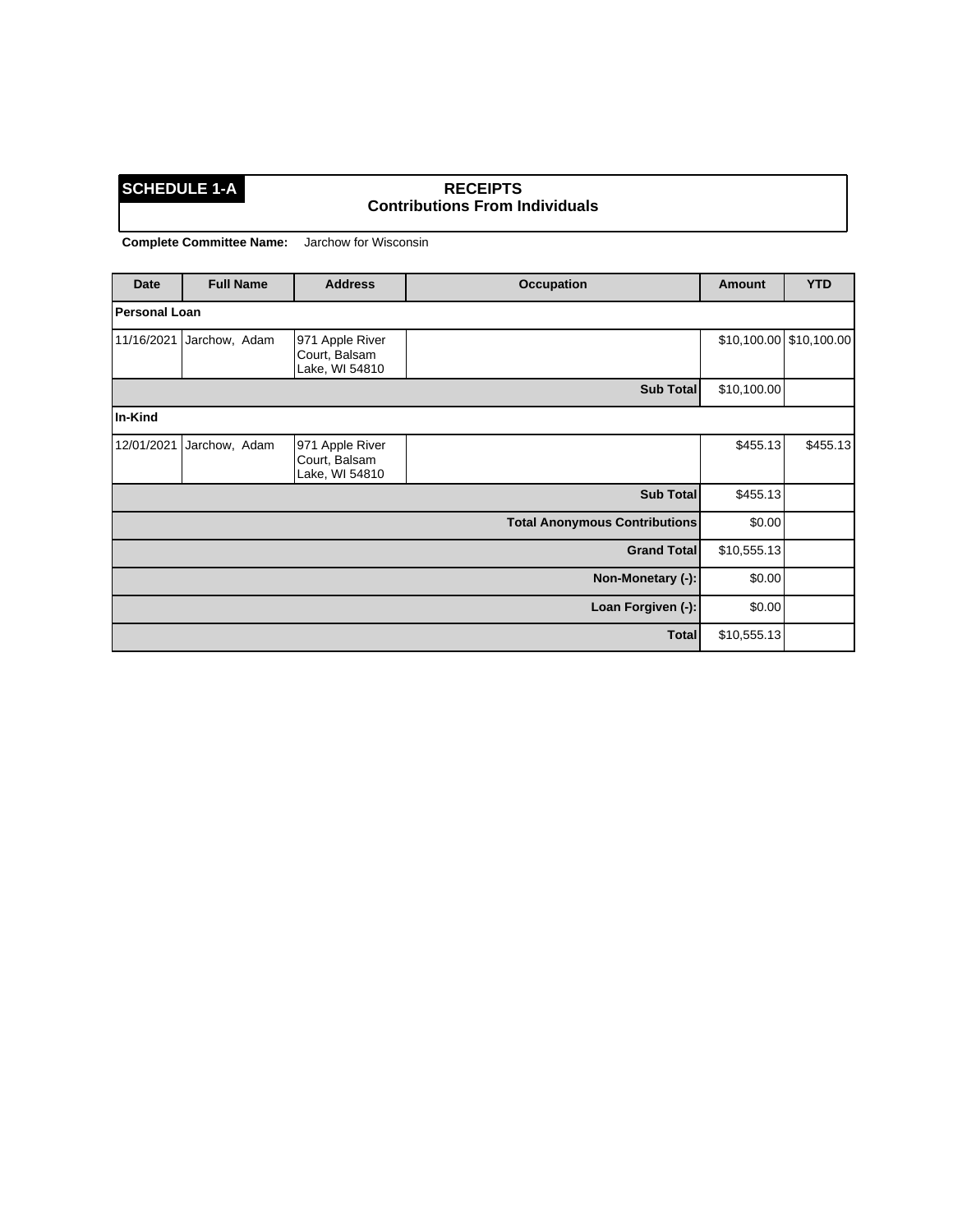**SCHEDULE 1-A**

## RECEIPTS
### Contributions From Individuals

**Complete Committee Name:** Jarchow for Wisconsin

| Date | Full Name | Address | Occupation | Amount | YTD |
|---|---|---|---|---|---|
| **Personal Loan** | | | | | |
| 11/16/2021 | Jarchow, Adam | 971 Apple River Court, Balsam Lake, WI 54810 | | $10,100.00 | $10,100.00 |
| | | | **Sub Total** | $10,100.00 | |
| **In-Kind** | | | | | |
| 12/01/2021 | Jarchow, Adam | 971 Apple River Court, Balsam Lake, WI 54810 | | $455.13 | $455.13 |
| | | | **Sub Total** | $455.13 | |
| | | | **Total Anonymous Contributions** | $0.00 | |
| | | | **Grand Total** | $10,555.13 | |
| | | | **Non-Monetary (-):** | $0.00 | |
| | | | **Loan Forgiven (-):** | $0.00 | |
| | | | **Total** | $10,555.13 | |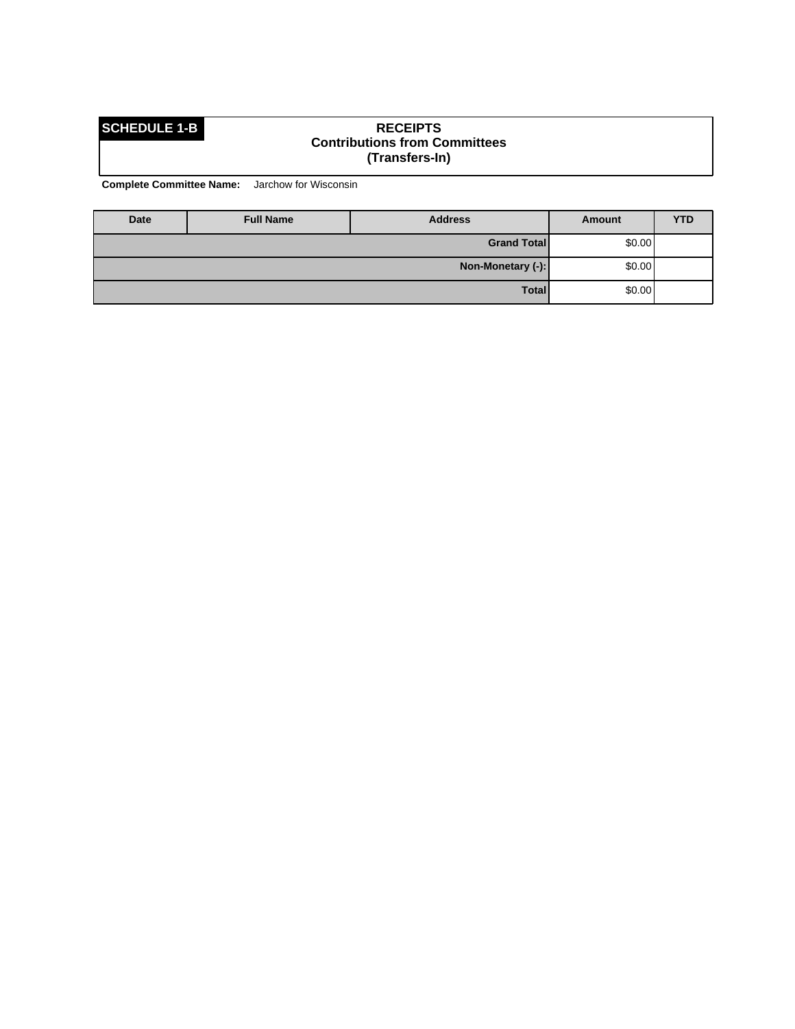**SCHEDULE 1-B**

**RECEIPTS**
**Contributions from Committees**
**(Transfers-In)**

**Complete Committee Name:** Jarchow for Wisconsin

| Date | Full Name | Address | Amount | YTD |
|---|---|---|---|---|
| | | **Grand Total** | $0.00 | |
| | | **Non-Monetary (-):** | $0.00 | |
| | | **Total** | $0.00 | |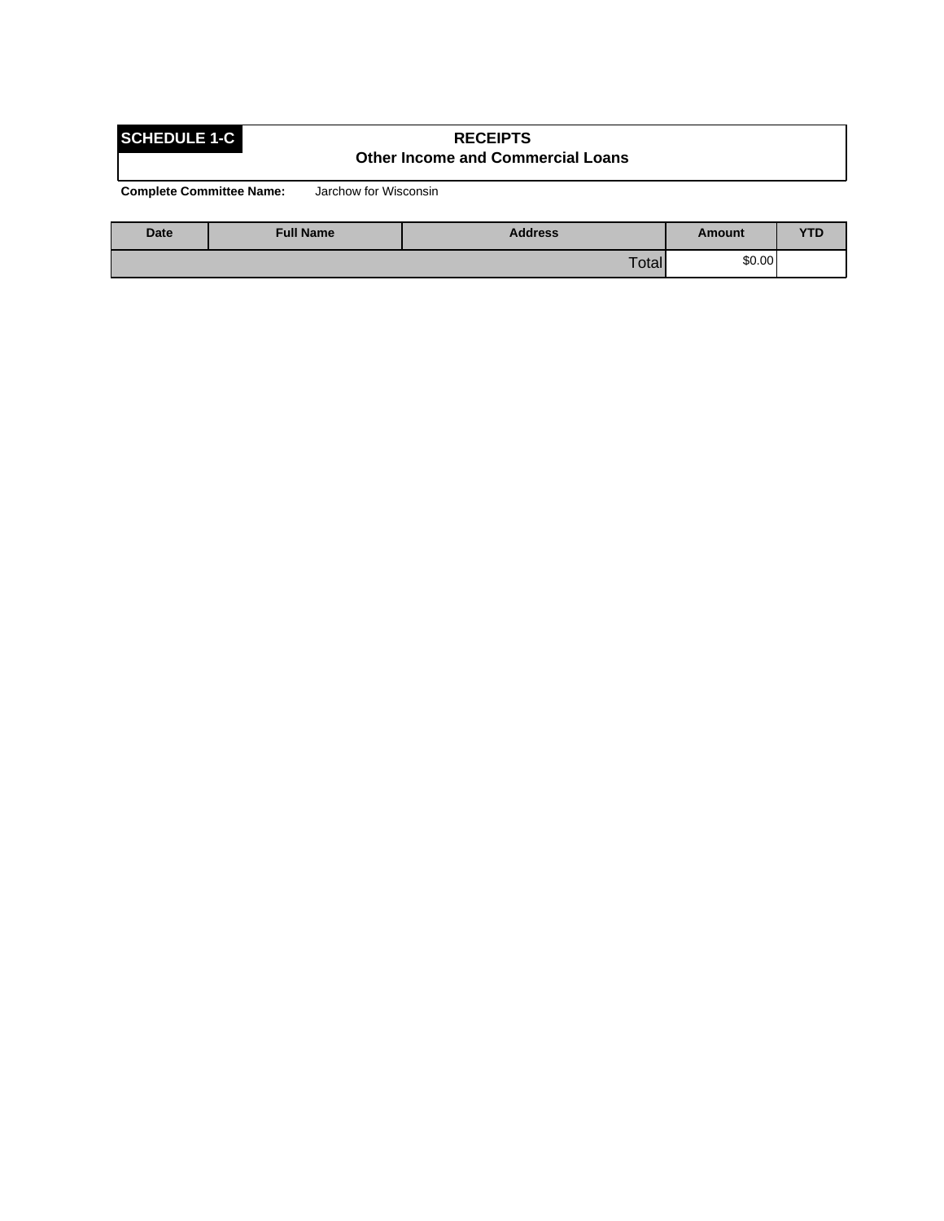**SCHEDULE 1-C**

## RECEIPTS
### Other Income and Commercial Loans

**Complete Committee Name:** Jarchow for Wisconsin

| Date | Full Name | Address | Amount | YTD |
|---|---|---|---|---|
| | | Total | $0.00 | |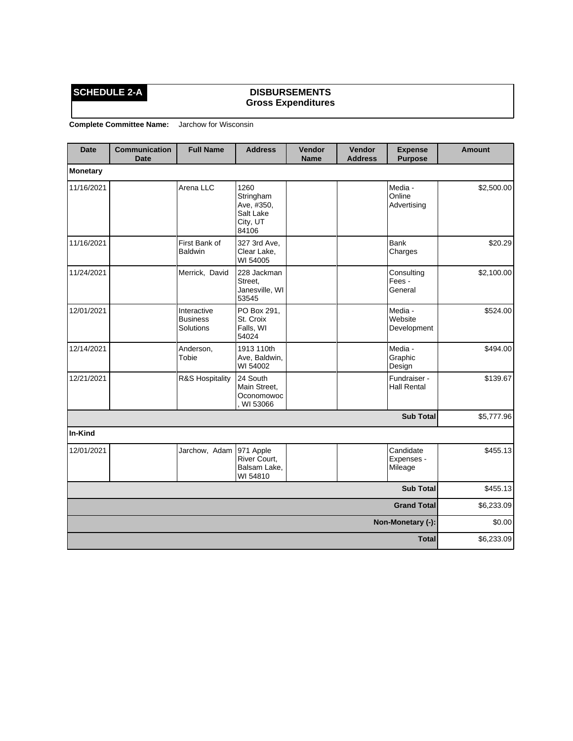**SCHEDULE 2-A**

## DISBURSEMENTS
### Gross Expenditures

**Complete Committee Name:** Jarchow for Wisconsin

| Date | Communication Date | Full Name | Address | Vendor Name | Vendor Address | Expense Purpose | Amount |
|---|---|---|---|---|---|---|---|
| **Monetary** | | | | | | | |
| 11/16/2021 | | Arena LLC | 1260 Stringham Ave, #350, Salt Lake City, UT 84106 | | | Media - Online Advertising | $2,500.00 |
| 11/16/2021 | | First Bank of Baldwin | 327 3rd Ave, Clear Lake, WI 54005 | | | Bank Charges | $20.29 |
| 11/24/2021 | | Merrick, David | 228 Jackman Street, Janesville, WI 53545 | | | Consulting Fees - General | $2,100.00 |
| 12/01/2021 | | Interactive Business Solutions | PO Box 291, St. Croix Falls, WI 54024 | | | Media - Website Development | $524.00 |
| 12/14/2021 | | Anderson, Tobie | 1913 110th Ave, Baldwin, WI 54002 | | | Media - Graphic Design | $494.00 |
| 12/21/2021 | | R&S Hospitality | 24 South Main Street, Oconomowoc, WI 53066 | | | Fundraiser - Hall Rental | $139.67 |
| | | | | | | **Sub Total** | $5,777.96 |
| **In-Kind** | | | | | | | |
| 12/01/2021 | | Jarchow, Adam | 971 Apple River Court, Balsam Lake, WI 54810 | | | Candidate Expenses - Mileage | $455.13 |
| | | | | | | **Sub Total** | $455.13 |
| | | | | | | **Grand Total** | $6,233.09 |
| | | | | | | **Non-Monetary (-):** | $0.00 |
| | | | | | | **Total** | $6,233.09 |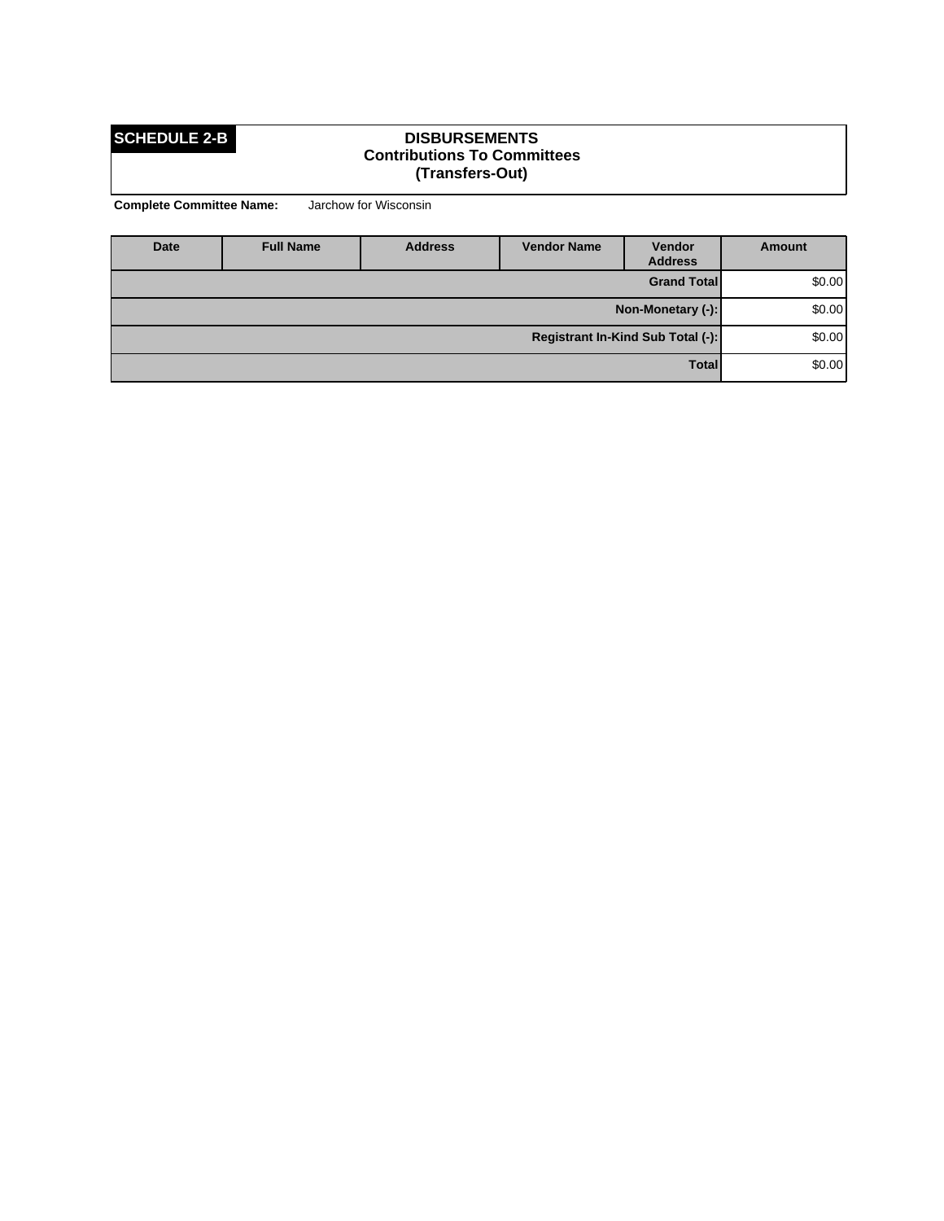**SCHEDULE 2-B**

# DISBURSEMENTS
## Contributions To Committees
## (Transfers-Out)

**Complete Committee Name:** Jarchow for Wisconsin

| Date | Full Name | Address | Vendor Name | Vendor Address | Amount |
|---|---|---|---|---|---|
| | | | | **Grand Total** | $0.00 |
| | | | | **Non-Monetary (-):** | $0.00 |
| | | | | **Registrant In-Kind Sub Total (-):** | $0.00 |
| | | | | **Total** | $0.00 |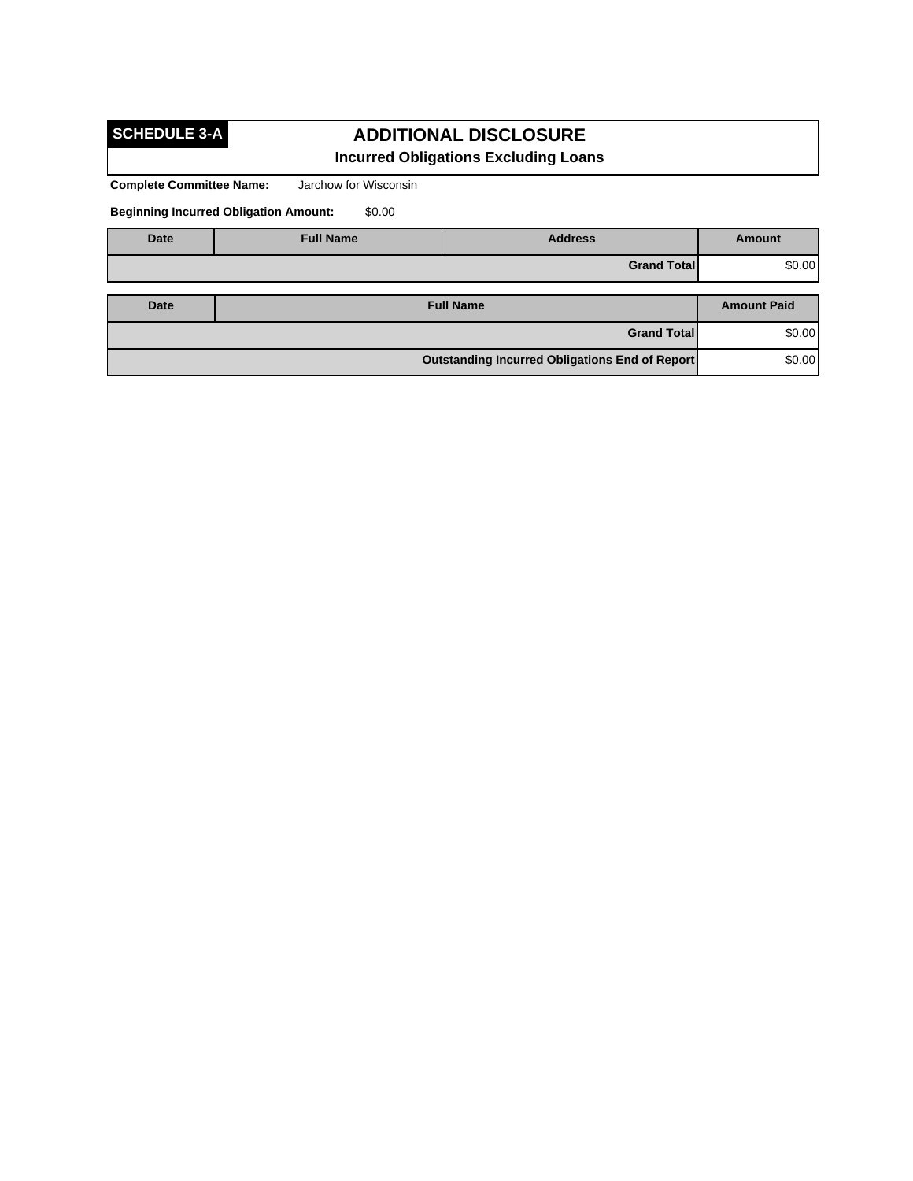**SCHEDULE 3-A**

# ADDITIONAL DISCLOSURE

## Incurred Obligations Excluding Loans

**Complete Committee Name:** Jarchow for Wisconsin

**Beginning Incurred Obligation Amount:** $0.00

| Date | Full Name | Address | Amount |
|---|---|---|---|
| | | **Grand Total** | $0.00 |

| Date | Full Name | Amount Paid |
|---|---|---|
| | **Grand Total** | $0.00 |
| | **Outstanding Incurred Obligations End of Report** | $0.00 |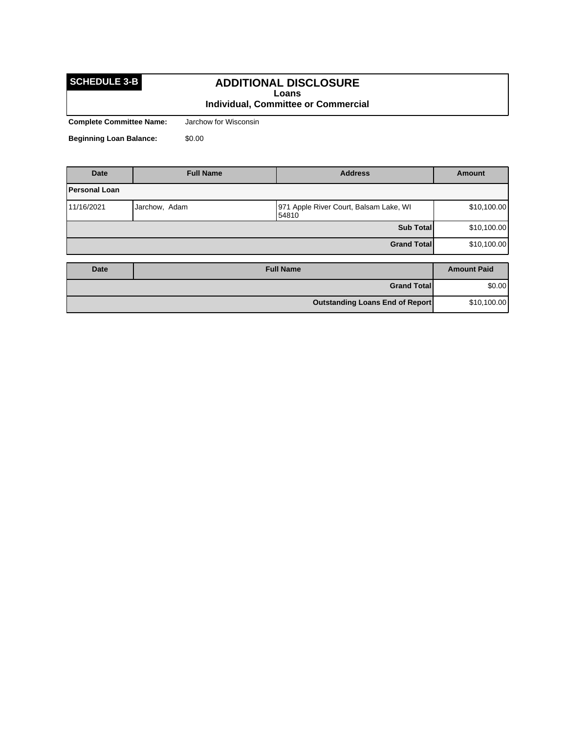**SCHEDULE 3-B**

# ADDITIONAL DISCLOSURE

## Loans

## Individual, Committee or Commercial

**Complete Committee Name:** Jarchow for Wisconsin

**Beginning Loan Balance:** $0.00

| Date | Full Name | Address | Amount |
|---|---|---|---|
| **Personal Loan** | | | |
| 11/16/2021 | Jarchow, Adam | 971 Apple River Court, Balsam Lake, WI 54810 | $10,100.00 |
| | | **Sub Total** | $10,100.00 |
| | | **Grand Total** | $10,100.00 |

| Date | Full Name | Amount Paid |
|---|---|---|
| | **Grand Total** | $0.00 |
| | **Outstanding Loans End of Report** | $10,100.00 |